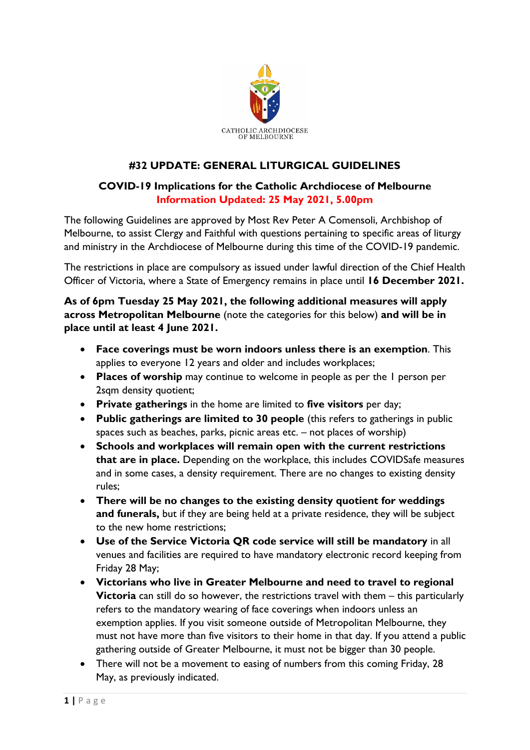CATHOLIC ARCHDIOCESE OF MELBOURNE

## #32 UPDATE: GENERAL LITURGICAL GUIDELINES

### COVID-19 Implications for the Catholic Archdiocese of Melbourne
### Information Updated: 25 May 2021, 5.00pm

The following Guidelines are approved by Most Rev Peter A Comensoli, Archbishop of Melbourne, to assist Clergy and Faithful with questions pertaining to specific areas of liturgy and ministry in the Archdiocese of Melbourne during this time of the COVID-19 pandemic.

The restrictions in place are compulsory as issued under lawful direction of the Chief Health Officer of Victoria, where a State of Emergency remains in place until **16 December 2021.**

**As of 6pm Tuesday 25 May 2021, the following additional measures will apply across Metropolitan Melbourne** (note the categories for this below) **and will be in place until at least 4 June 2021.**

- **Face coverings must be worn indoors unless there is an exemption**. This applies to everyone 12 years and older and includes workplaces;
- **Places of worship** may continue to welcome in people as per the 1 person per 2sqm density quotient;
- **Private gatherings** in the home are limited to **five visitors** per day;
- **Public gatherings are limited to 30 people** (this refers to gatherings in public spaces such as beaches, parks, picnic areas etc. – not places of worship)
- **Schools and workplaces will remain open with the current restrictions that are in place.** Depending on the workplace, this includes COVIDSafe measures and in some cases, a density requirement. There are no changes to existing density rules;
- **There will be no changes to the existing density quotient for weddings and funerals,** but if they are being held at a private residence, they will be subject to the new home restrictions;
- **Use of the Service Victoria QR code service will still be mandatory** in all venues and facilities are required to have mandatory electronic record keeping from Friday 28 May;
- **Victorians who live in Greater Melbourne and need to travel to regional Victoria** can still do so however, the restrictions travel with them – this particularly refers to the mandatory wearing of face coverings when indoors unless an exemption applies. If you visit someone outside of Metropolitan Melbourne, they must not have more than five visitors to their home in that day. If you attend a public gathering outside of Greater Melbourne, it must not be bigger than 30 people.
- There will not be a movement to easing of numbers from this coming Friday, 28 May, as previously indicated.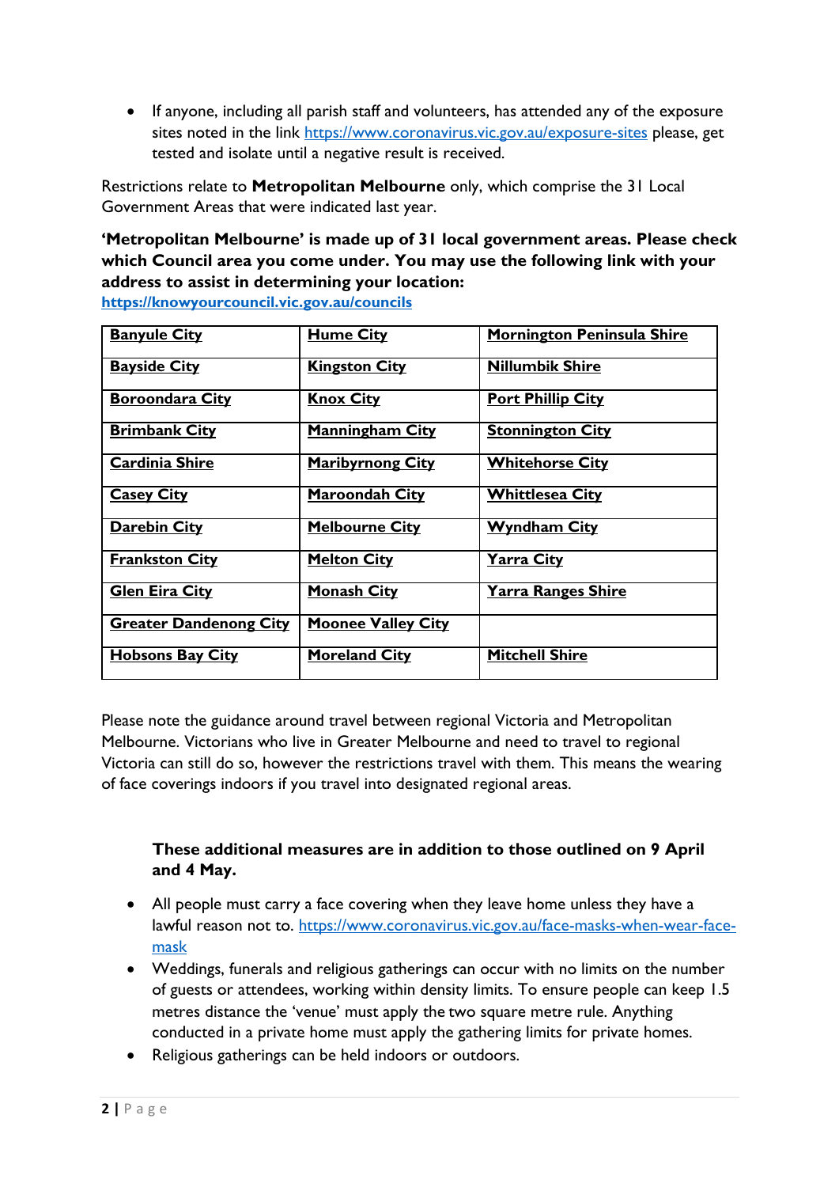- If anyone, including all parish staff and volunteers, has attended any of the exposure sites noted in the link https://www.coronavirus.vic.gov.au/exposure-sites please, get tested and isolate until a negative result is received.

Restrictions relate to **Metropolitan Melbourne** only, which comprise the 31 Local Government Areas that were indicated last year.

**'Metropolitan Melbourne' is made up of 31 local government areas. Please check which Council area you come under. You may use the following link with your address to assist in determining your location:**
**https://knowyourcouncil.vic.gov.au/councils**

| | | |
|---|---|---|
| **Banyule City** | **Hume City** | **Mornington Peninsula Shire** |
| **Bayside City** | **Kingston City** | **Nillumbik Shire** |
| **Boroondara City** | **Knox City** | **Port Phillip City** |
| **Brimbank City** | **Manningham City** | **Stonnington City** |
| **Cardinia Shire** | **Maribyrnong City** | **Whitehorse City** |
| **Casey City** | **Maroondah City** | **Whittlesea City** |
| **Darebin City** | **Melbourne City** | **Wyndham City** |
| **Frankston City** | **Melton City** | **Yarra City** |
| **Glen Eira City** | **Monash City** | **Yarra Ranges Shire** |
| **Greater Dandenong City** | **Moonee Valley City** | |
| **Hobsons Bay City** | **Moreland City** | **Mitchell Shire** |

Please note the guidance around travel between regional Victoria and Metropolitan Melbourne. Victorians who live in Greater Melbourne and need to travel to regional Victoria can still do so, however the restrictions travel with them. This means the wearing of face coverings indoors if you travel into designated regional areas.

**These additional measures are in addition to those outlined on 9 April and 4 May.**

- All people must carry a face covering when they leave home unless they have a lawful reason not to. https://www.coronavirus.vic.gov.au/face-masks-when-wear-face-mask
- Weddings, funerals and religious gatherings can occur with no limits on the number of guests or attendees, working within density limits. To ensure people can keep 1.5 metres distance the 'venue' must apply the two square metre rule. Anything conducted in a private home must apply the gathering limits for private homes.
- Religious gatherings can be held indoors or outdoors.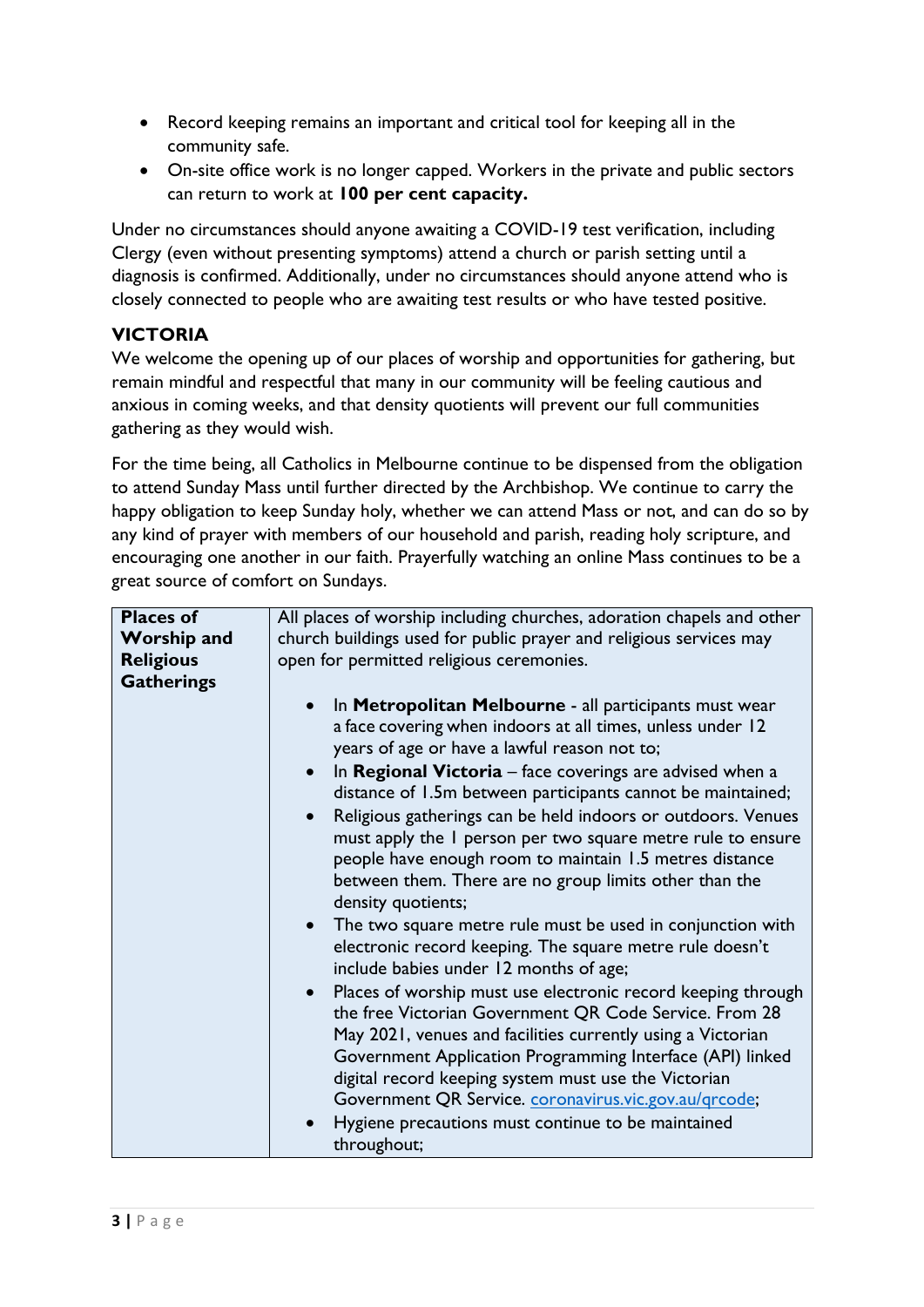- Record keeping remains an important and critical tool for keeping all in the community safe.
- On-site office work is no longer capped. Workers in the private and public sectors can return to work at **100 per cent capacity.**

Under no circumstances should anyone awaiting a COVID-19 test verification, including Clergy (even without presenting symptoms) attend a church or parish setting until a diagnosis is confirmed. Additionally, under no circumstances should anyone attend who is closely connected to people who are awaiting test results or who have tested positive.

## VICTORIA

We welcome the opening up of our places of worship and opportunities for gathering, but remain mindful and respectful that many in our community will be feeling cautious and anxious in coming weeks, and that density quotients will prevent our full communities gathering as they would wish.

For the time being, all Catholics in Melbourne continue to be dispensed from the obligation to attend Sunday Mass until further directed by the Archbishop. We continue to carry the happy obligation to keep Sunday holy, whether we can attend Mass or not, and can do so by any kind of prayer with members of our household and parish, reading holy scripture, and encouraging one another in our faith. Prayerfully watching an online Mass continues to be a great source of comfort on Sundays.

| | |
|---|---|
| **Places of Worship and Religious Gatherings** | All places of worship including churches, adoration chapels and other church buildings used for public prayer and religious services may open for permitted religious ceremonies.<br><br>• In **Metropolitan Melbourne** - all participants must wear a face covering when indoors at all times, unless under 12 years of age or have a lawful reason not to;<br>• In **Regional Victoria** – face coverings are advised when a distance of 1.5m between participants cannot be maintained;<br>• Religious gatherings can be held indoors or outdoors. Venues must apply the 1 person per two square metre rule to ensure people have enough room to maintain 1.5 metres distance between them. There are no group limits other than the density quotients;<br>• The two square metre rule must be used in conjunction with electronic record keeping. The square metre rule doesn't include babies under 12 months of age;<br>• Places of worship must use electronic record keeping through the free Victorian Government QR Code Service. From 28 May 2021, venues and facilities currently using a Victorian Government Application Programming Interface (API) linked digital record keeping system must use the Victorian Government QR Service. coronavirus.vic.gov.au/qrcode;<br>• Hygiene precautions must continue to be maintained throughout; |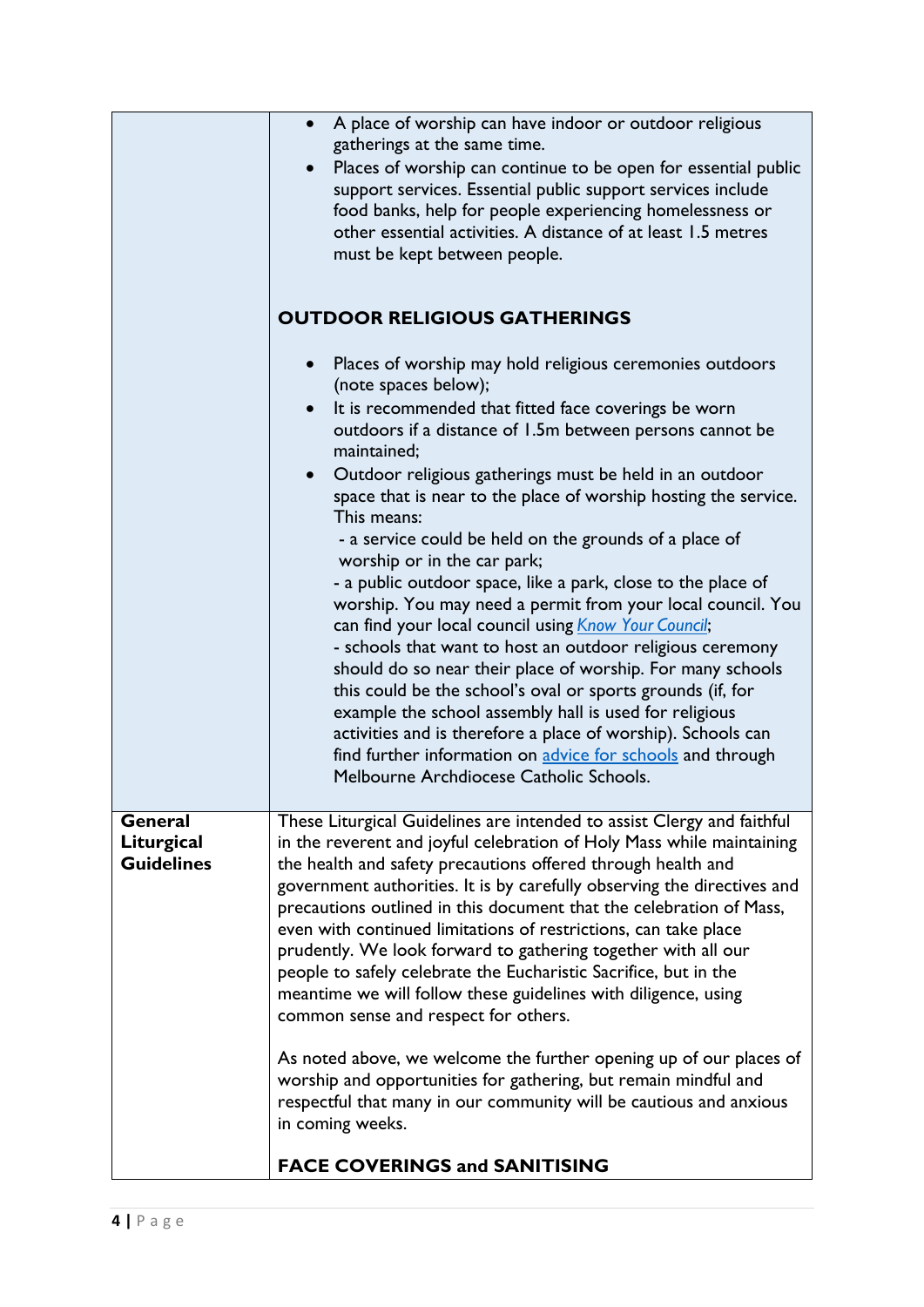| | |
|---|---|
| | • A place of worship can have indoor or outdoor religious gatherings at the same time.<br>• Places of worship can continue to be open for essential public support services. Essential public support services include food banks, help for people experiencing homelessness or other essential activities. A distance of at least 1.5 metres must be kept between people.<br><br>**OUTDOOR RELIGIOUS GATHERINGS**<br><br>• Places of worship may hold religious ceremonies outdoors (note spaces below);<br>• It is recommended that fitted face coverings be worn outdoors if a distance of 1.5m between persons cannot be maintained;<br>• Outdoor religious gatherings must be held in an outdoor space that is near to the place of worship hosting the service. This means:<br>- a service could be held on the grounds of a place of worship or in the car park;<br>- a public outdoor space, like a park, close to the place of worship. You may need a permit from your local council. You can find your local council using *Know Your Council*;<br>- schools that want to host an outdoor religious ceremony should do so near their place of worship. For many schools this could be the school's oval or sports grounds (if, for example the school assembly hall is used for religious activities and is therefore a place of worship). Schools can find further information on advice for schools and through Melbourne Archdiocese Catholic Schools. |
| **General Liturgical Guidelines** | These Liturgical Guidelines are intended to assist Clergy and faithful in the reverent and joyful celebration of Holy Mass while maintaining the health and safety precautions offered through health and government authorities. It is by carefully observing the directives and precautions outlined in this document that the celebration of Mass, even with continued limitations of restrictions, can take place prudently. We look forward to gathering together with all our people to safely celebrate the Eucharistic Sacrifice, but in the meantime we will follow these guidelines with diligence, using common sense and respect for others.<br><br>As noted above, we welcome the further opening up of our places of worship and opportunities for gathering, but remain mindful and respectful that many in our community will be cautious and anxious in coming weeks.<br><br>**FACE COVERINGS and SANITISING** |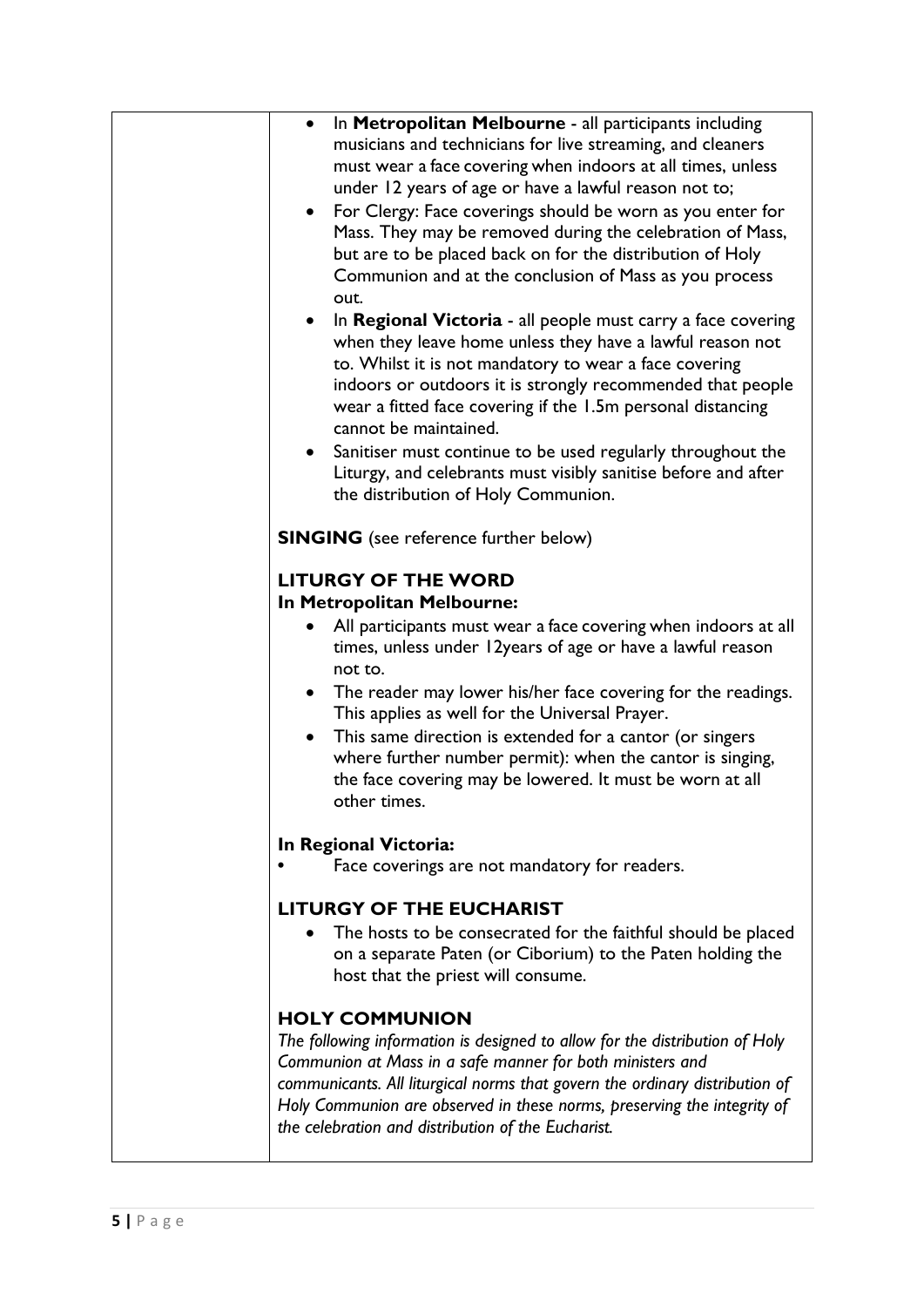- In **Metropolitan Melbourne** - all participants including musicians and technicians for live streaming, and cleaners must wear a face covering when indoors at all times, unless under 12 years of age or have a lawful reason not to;
- For Clergy: Face coverings should be worn as you enter for Mass. They may be removed during the celebration of Mass, but are to be placed back on for the distribution of Holy Communion and at the conclusion of Mass as you process out.
- In **Regional Victoria** - all people must carry a face covering when they leave home unless they have a lawful reason not to. Whilst it is not mandatory to wear a face covering indoors or outdoors it is strongly recommended that people wear a fitted face covering if the 1.5m personal distancing cannot be maintained.
- Sanitiser must continue to be used regularly throughout the Liturgy, and celebrants must visibly sanitise before and after the distribution of Holy Communion.

**SINGING** (see reference further below)

**LITURGY OF THE WORD**

**In Metropolitan Melbourne:**

- All participants must wear a face covering when indoors at all times, unless under 12years of age or have a lawful reason not to.
- The reader may lower his/her face covering for the readings. This applies as well for the Universal Prayer.
- This same direction is extended for a cantor (or singers where further number permit): when the cantor is singing, the face covering may be lowered. It must be worn at all other times.

**In Regional Victoria:**

- Face coverings are not mandatory for readers.

**LITURGY OF THE EUCHARIST**

- The hosts to be consecrated for the faithful should be placed on a separate Paten (or Ciborium) to the Paten holding the host that the priest will consume.

**HOLY COMMUNION**

*The following information is designed to allow for the distribution of Holy Communion at Mass in a safe manner for both ministers and communicants. All liturgical norms that govern the ordinary distribution of Holy Communion are observed in these norms, preserving the integrity of the celebration and distribution of the Eucharist.*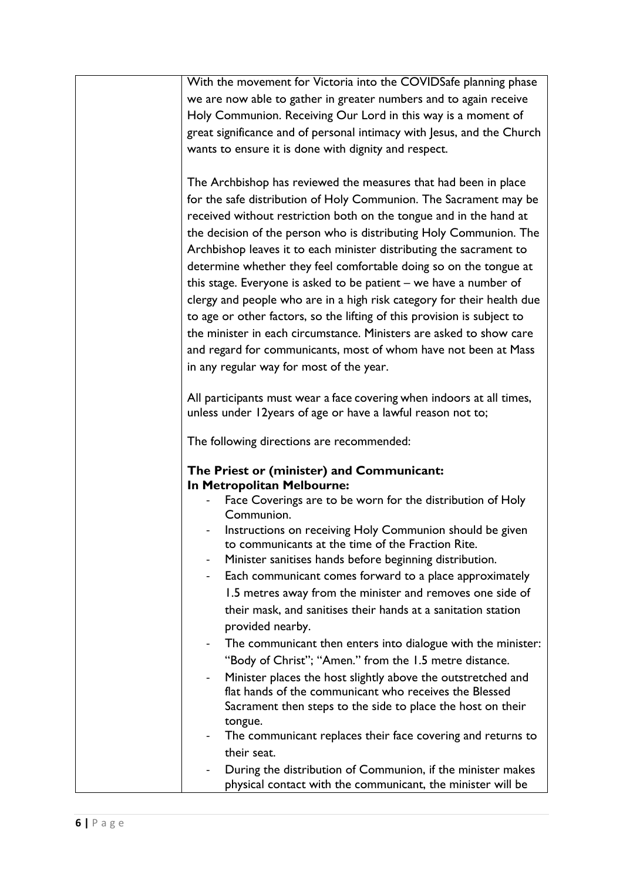| | |
|---|---|
| | With the movement for Victoria into the COVIDSafe planning phase we are now able to gather in greater numbers and to again receive Holy Communion. Receiving Our Lord in this way is a moment of great significance and of personal intimacy with Jesus, and the Church wants to ensure it is done with dignity and respect.<br><br>The Archbishop has reviewed the measures that had been in place for the safe distribution of Holy Communion. The Sacrament may be received without restriction both on the tongue and in the hand at the decision of the person who is distributing Holy Communion. The Archbishop leaves it to each minister distributing the sacrament to determine whether they feel comfortable doing so on the tongue at this stage. Everyone is asked to be patient – we have a number of clergy and people who are in a high risk category for their health due to age or other factors, so the lifting of this provision is subject to the minister in each circumstance. Ministers are asked to show care and regard for communicants, most of whom have not been at Mass in any regular way for most of the year.<br><br>All participants must wear a face covering when indoors at all times, unless under 12years of age or have a lawful reason not to;<br><br>The following directions are recommended:<br><br>**The Priest or (minister) and Communicant:**<br>**In Metropolitan Melbourne:**<br>- Face Coverings are to be worn for the distribution of Holy Communion.<br>- Instructions on receiving Holy Communion should be given to communicants at the time of the Fraction Rite.<br>- Minister sanitises hands before beginning distribution.<br>- Each communicant comes forward to a place approximately 1.5 metres away from the minister and removes one side of their mask, and sanitises their hands at a sanitation station provided nearby.<br>- The communicant then enters into dialogue with the minister: "Body of Christ"; "Amen." from the 1.5 metre distance.<br>- Minister places the host slightly above the outstretched and flat hands of the communicant who receives the Blessed Sacrament then steps to the side to place the host on their tongue.<br>- The communicant replaces their face covering and returns to their seat.<br>- During the distribution of Communion, if the minister makes physical contact with the communicant, the minister will be |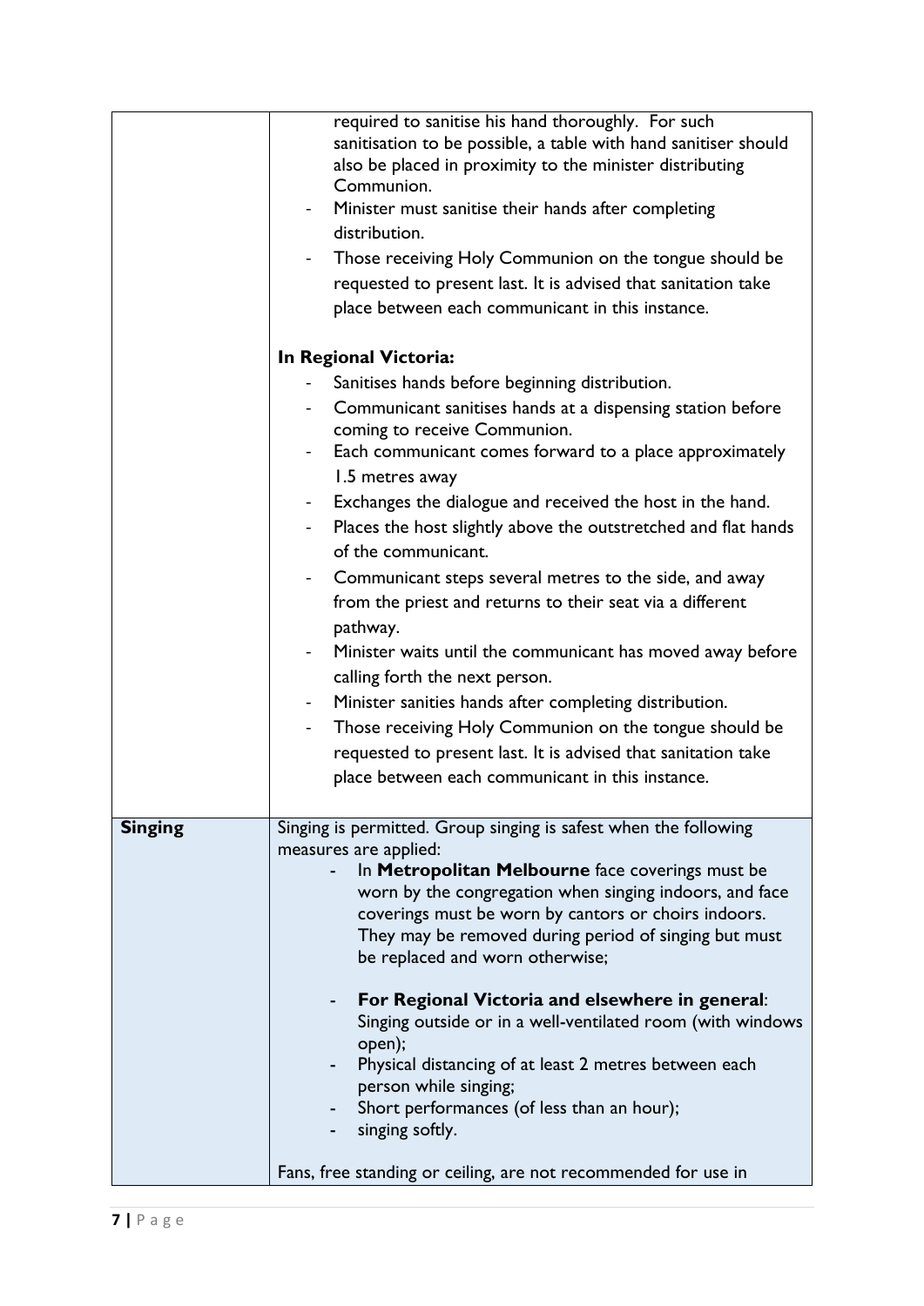| | |
|---|---|
| | required to sanitise his hand thoroughly. For such sanitisation to be possible, a table with hand sanitiser should also be placed in proximity to the minister distributing Communion.<br>- Minister must sanitise their hands after completing distribution.<br>- Those receiving Holy Communion on the tongue should be requested to present last. It is advised that sanitation take place between each communicant in this instance.<br><br>**In Regional Victoria:**<br>- Sanitises hands before beginning distribution.<br>- Communicant sanitises hands at a dispensing station before coming to receive Communion.<br>- Each communicant comes forward to a place approximately 1.5 metres away<br>- Exchanges the dialogue and received the host in the hand.<br>- Places the host slightly above the outstretched and flat hands of the communicant.<br>- Communicant steps several metres to the side, and away from the priest and returns to their seat via a different pathway.<br>- Minister waits until the communicant has moved away before calling forth the next person.<br>- Minister sanities hands after completing distribution.<br>- Those receiving Holy Communion on the tongue should be requested to present last. It is advised that sanitation take place between each communicant in this instance. |
| **Singing** | Singing is permitted. Group singing is safest when the following measures are applied:<br>- In **Metropolitan Melbourne** face coverings must be worn by the congregation when singing indoors, and face coverings must be worn by cantors or choirs indoors. They may be removed during period of singing but must be replaced and worn otherwise;<br><br>- **For Regional Victoria and elsewhere in general**: Singing outside or in a well-ventilated room (with windows open);<br>- Physical distancing of at least 2 metres between each person while singing;<br>- Short performances (of less than an hour);<br>- singing softly.<br><br>Fans, free standing or ceiling, are not recommended for use in |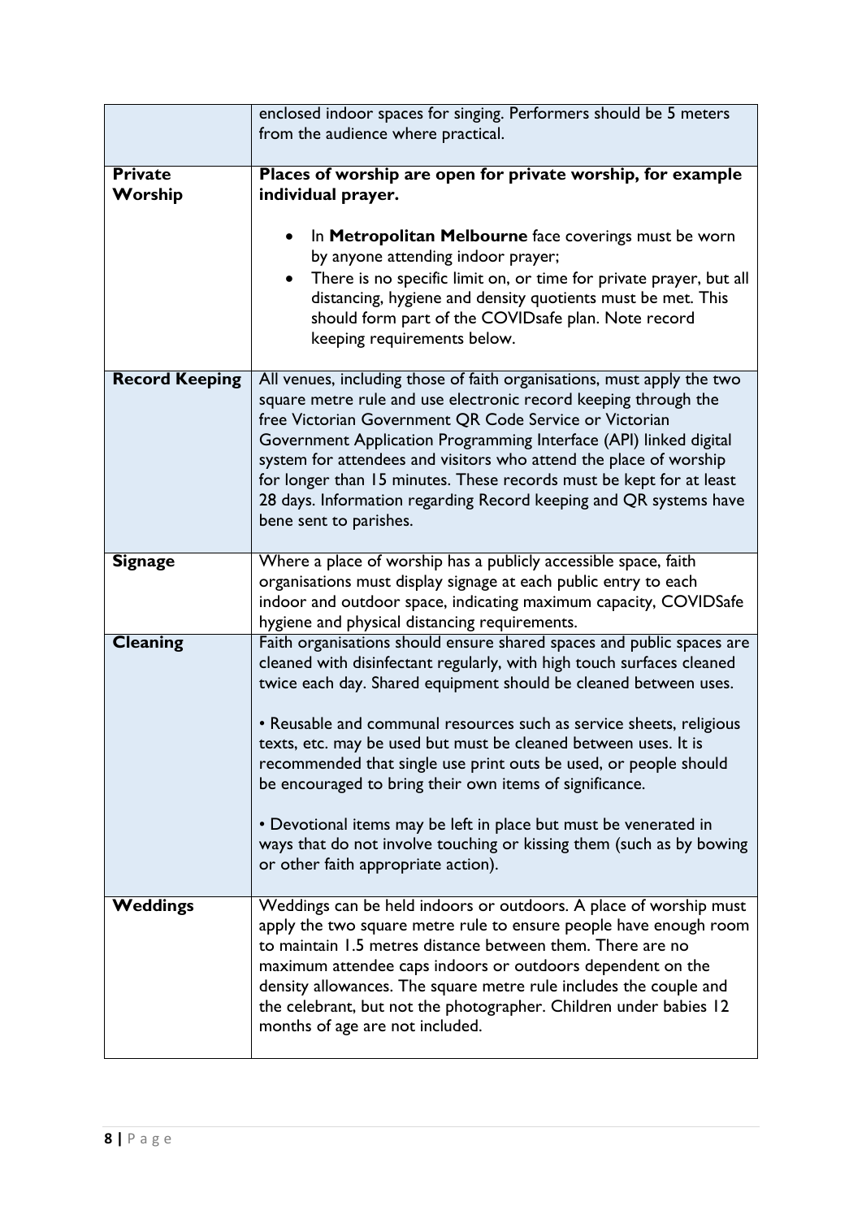| | |
|---|---|
| | enclosed indoor spaces for singing. Performers should be 5 meters from the audience where practical. |
| **Private Worship** | **Places of worship are open for private worship, for example individual prayer.**<br><br>• In **Metropolitan Melbourne** face coverings must be worn by anyone attending indoor prayer;<br>• There is no specific limit on, or time for private prayer, but all distancing, hygiene and density quotients must be met. This should form part of the COVIDsafe plan. Note record keeping requirements below. |
| **Record Keeping** | All venues, including those of faith organisations, must apply the two square metre rule and use electronic record keeping through the free Victorian Government QR Code Service or Victorian Government Application Programming Interface (API) linked digital system for attendees and visitors who attend the place of worship for longer than 15 minutes. These records must be kept for at least 28 days. Information regarding Record keeping and QR systems have bene sent to parishes. |
| **Signage** | Where a place of worship has a publicly accessible space, faith organisations must display signage at each public entry to each indoor and outdoor space, indicating maximum capacity, COVIDSafe hygiene and physical distancing requirements. |
| **Cleaning** | Faith organisations should ensure shared spaces and public spaces are cleaned with disinfectant regularly, with high touch surfaces cleaned twice each day. Shared equipment should be cleaned between uses.<br><br>• Reusable and communal resources such as service sheets, religious texts, etc. may be used but must be cleaned between uses. It is recommended that single use print outs be used, or people should be encouraged to bring their own items of significance.<br><br>• Devotional items may be left in place but must be venerated in ways that do not involve touching or kissing them (such as by bowing or other faith appropriate action). |
| **Weddings** | Weddings can be held indoors or outdoors. A place of worship must apply the two square metre rule to ensure people have enough room to maintain 1.5 metres distance between them. There are no maximum attendee caps indoors or outdoors dependent on the density allowances. The square metre rule includes the couple and the celebrant, but not the photographer. Children under babies 12 months of age are not included. |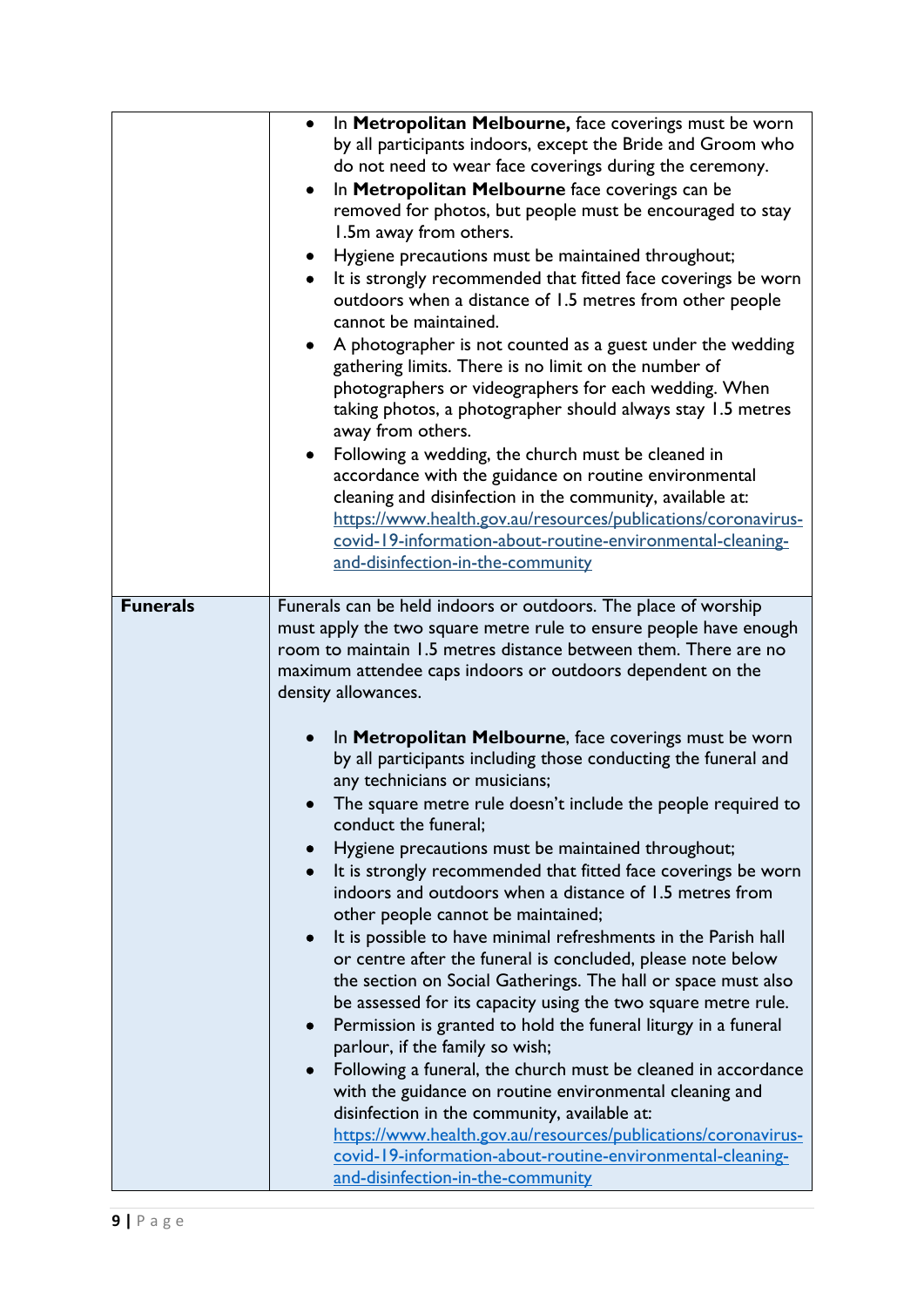| | |
|---|---|
| | • In **Metropolitan Melbourne,** face coverings must be worn by all participants indoors, except the Bride and Groom who do not need to wear face coverings during the ceremony.<br>• In **Metropolitan Melbourne** face coverings can be removed for photos, but people must be encouraged to stay 1.5m away from others.<br>• Hygiene precautions must be maintained throughout;<br>• It is strongly recommended that fitted face coverings be worn outdoors when a distance of 1.5 metres from other people cannot be maintained.<br>• A photographer is not counted as a guest under the wedding gathering limits. There is no limit on the number of photographers or videographers for each wedding. When taking photos, a photographer should always stay 1.5 metres away from others.<br>• Following a wedding, the church must be cleaned in accordance with the guidance on routine environmental cleaning and disinfection in the community, available at: [https://www.health.gov.au/resources/publications/coronavirus-covid-19-information-about-routine-environmental-cleaning-and-disinfection-in-the-community](https://www.health.gov.au/resources/publications/coronavirus-covid-19-information-about-routine-environmental-cleaning-and-disinfection-in-the-community) |
| **Funerals** | Funerals can be held indoors or outdoors. The place of worship must apply the two square metre rule to ensure people have enough room to maintain 1.5 metres distance between them. There are no maximum attendee caps indoors or outdoors dependent on the density allowances.<br><br>• In **Metropolitan Melbourne**, face coverings must be worn by all participants including those conducting the funeral and any technicians or musicians;<br>• The square metre rule doesn't include the people required to conduct the funeral;<br>• Hygiene precautions must be maintained throughout;<br>• It is strongly recommended that fitted face coverings be worn indoors and outdoors when a distance of 1.5 metres from other people cannot be maintained;<br>• It is possible to have minimal refreshments in the Parish hall or centre after the funeral is concluded, please note below the section on Social Gatherings. The hall or space must also be assessed for its capacity using the two square metre rule.<br>• Permission is granted to hold the funeral liturgy in a funeral parlour, if the family so wish;<br>• Following a funeral, the church must be cleaned in accordance with the guidance on routine environmental cleaning and disinfection in the community, available at: [https://www.health.gov.au/resources/publications/coronavirus-covid-19-information-about-routine-environmental-cleaning-and-disinfection-in-the-community](https://www.health.gov.au/resources/publications/coronavirus-covid-19-information-about-routine-environmental-cleaning-and-disinfection-in-the-community) |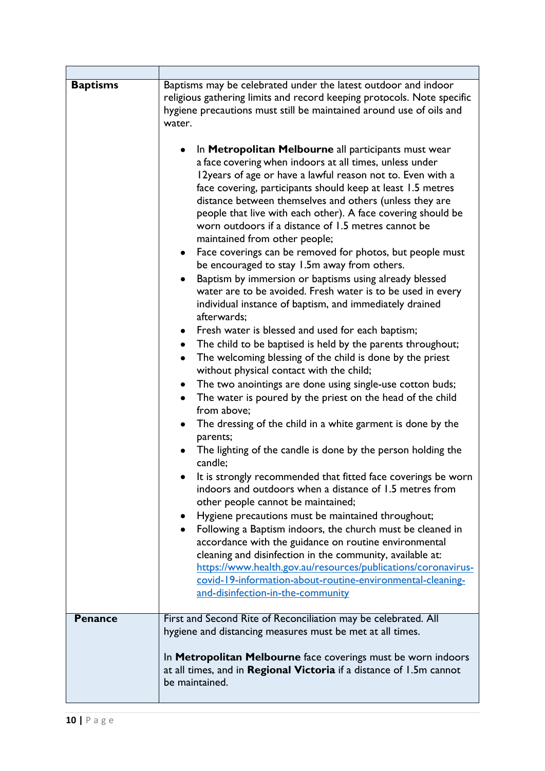| | |
|---|---|
| **Baptisms** | Baptisms may be celebrated under the latest outdoor and indoor religious gathering limits and record keeping protocols. Note specific hygiene precautions must still be maintained around use of oils and water.<br><br>• In **Metropolitan Melbourne** all participants must wear a face covering when indoors at all times, unless under 12years of age or have a lawful reason not to. Even with a face covering, participants should keep at least 1.5 metres distance between themselves and others (unless they are people that live with each other). A face covering should be worn outdoors if a distance of 1.5 metres cannot be maintained from other people;<br>• Face coverings can be removed for photos, but people must be encouraged to stay 1.5m away from others.<br>• Baptism by immersion or baptisms using already blessed water are to be avoided. Fresh water is to be used in every individual instance of baptism, and immediately drained afterwards;<br>• Fresh water is blessed and used for each baptism;<br>• The child to be baptised is held by the parents throughout;<br>• The welcoming blessing of the child is done by the priest without physical contact with the child;<br>• The two anointings are done using single-use cotton buds;<br>• The water is poured by the priest on the head of the child from above;<br>• The dressing of the child in a white garment is done by the parents;<br>• The lighting of the candle is done by the person holding the candle;<br>• It is strongly recommended that fitted face coverings be worn indoors and outdoors when a distance of 1.5 metres from other people cannot be maintained;<br>• Hygiene precautions must be maintained throughout;<br>• Following a Baptism indoors, the church must be cleaned in accordance with the guidance on routine environmental cleaning and disinfection in the community, available at: https://www.health.gov.au/resources/publications/coronavirus-covid-19-information-about-routine-environmental-cleaning-and-disinfection-in-the-community |
| **Penance** | First and Second Rite of Reconciliation may be celebrated. All hygiene and distancing measures must be met at all times.<br><br>In **Metropolitan Melbourne** face coverings must be worn indoors at all times, and in **Regional Victoria** if a distance of 1.5m cannot be maintained. |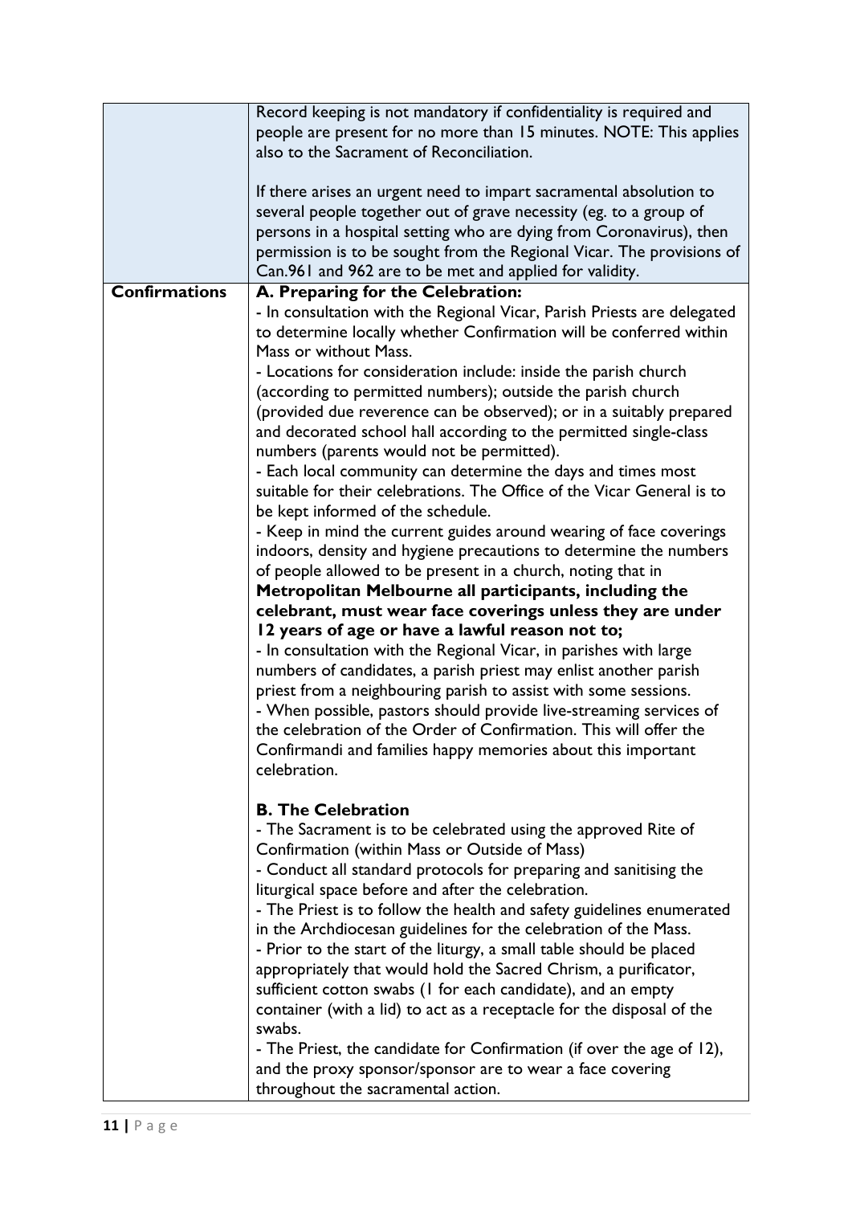| | |
|---|---|
| | Record keeping is not mandatory if confidentiality is required and people are present for no more than 15 minutes. NOTE: This applies also to the Sacrament of Reconciliation.<br><br>If there arises an urgent need to impart sacramental absolution to several people together out of grave necessity (eg. to a group of persons in a hospital setting who are dying from Coronavirus), then permission is to be sought from the Regional Vicar. The provisions of Can.961 and 962 are to be met and applied for validity. |
| **Confirmations** | **A. Preparing for the Celebration:**<br>- In consultation with the Regional Vicar, Parish Priests are delegated to determine locally whether Confirmation will be conferred within Mass or without Mass.<br>- Locations for consideration include: inside the parish church (according to permitted numbers); outside the parish church (provided due reverence can be observed); or in a suitably prepared and decorated school hall according to the permitted single-class numbers (parents would not be permitted).<br>- Each local community can determine the days and times most suitable for their celebrations. The Office of the Vicar General is to be kept informed of the schedule.<br>- Keep in mind the current guides around wearing of face coverings indoors, density and hygiene precautions to determine the numbers of people allowed to be present in a church, noting that in **Metropolitan Melbourne all participants, including the celebrant, must wear face coverings unless they are under 12 years of age or have a lawful reason not to;**<br>- In consultation with the Regional Vicar, in parishes with large numbers of candidates, a parish priest may enlist another parish priest from a neighbouring parish to assist with some sessions.<br>- When possible, pastors should provide live-streaming services of the celebration of the Order of Confirmation. This will offer the Confirmandi and families happy memories about this important celebration.<br><br>**B. The Celebration**<br>- The Sacrament is to be celebrated using the approved Rite of Confirmation (within Mass or Outside of Mass)<br>- Conduct all standard protocols for preparing and sanitising the liturgical space before and after the celebration.<br>- The Priest is to follow the health and safety guidelines enumerated in the Archdiocesan guidelines for the celebration of the Mass.<br>- Prior to the start of the liturgy, a small table should be placed appropriately that would hold the Sacred Chrism, a purificator, sufficient cotton swabs (1 for each candidate), and an empty container (with a lid) to act as a receptacle for the disposal of the swabs.<br>- The Priest, the candidate for Confirmation (if over the age of 12), and the proxy sponsor/sponsor are to wear a face covering throughout the sacramental action. |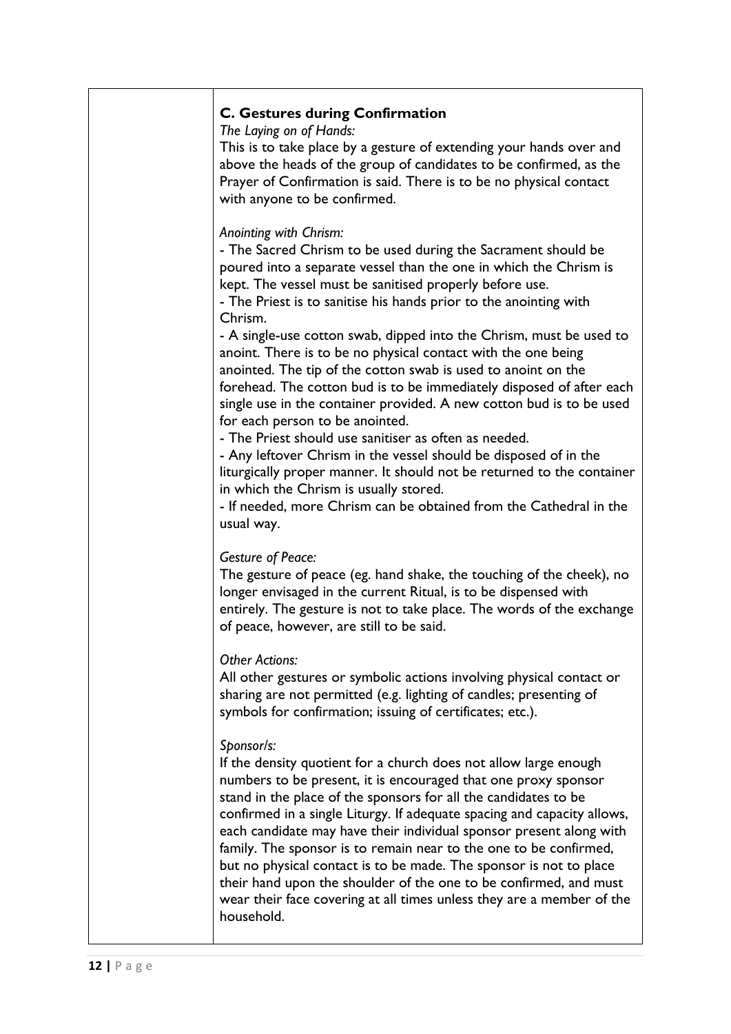### C. Gestures during Confirmation

*The Laying on of Hands:*

This is to take place by a gesture of extending your hands over and above the heads of the group of candidates to be confirmed, as the Prayer of Confirmation is said. There is to be no physical contact with anyone to be confirmed.

*Anointing with Chrism:*

- The Sacred Chrism to be used during the Sacrament should be poured into a separate vessel than the one in which the Chrism is kept. The vessel must be sanitised properly before use.
- The Priest is to sanitise his hands prior to the anointing with Chrism.
- A single-use cotton swab, dipped into the Chrism, must be used to anoint. There is to be no physical contact with the one being anointed. The tip of the cotton swab is used to anoint on the forehead. The cotton bud is to be immediately disposed of after each single use in the container provided. A new cotton bud is to be used for each person to be anointed.
- The Priest should use sanitiser as often as needed.
- Any leftover Chrism in the vessel should be disposed of in the liturgically proper manner. It should not be returned to the container in which the Chrism is usually stored.
- If needed, more Chrism can be obtained from the Cathedral in the usual way.

*Gesture of Peace:*

The gesture of peace (eg. hand shake, the touching of the cheek), no longer envisaged in the current Ritual, is to be dispensed with entirely. The gesture is not to take place. The words of the exchange of peace, however, are still to be said.

*Other Actions:*

All other gestures or symbolic actions involving physical contact or sharing are not permitted (e.g. lighting of candles; presenting of symbols for confirmation; issuing of certificates; etc.).

*Sponsor/s:*

If the density quotient for a church does not allow large enough numbers to be present, it is encouraged that one proxy sponsor stand in the place of the sponsors for all the candidates to be confirmed in a single Liturgy. If adequate spacing and capacity allows, each candidate may have their individual sponsor present along with family. The sponsor is to remain near to the one to be confirmed, but no physical contact is to be made. The sponsor is not to place their hand upon the shoulder of the one to be confirmed, and must wear their face covering at all times unless they are a member of the household.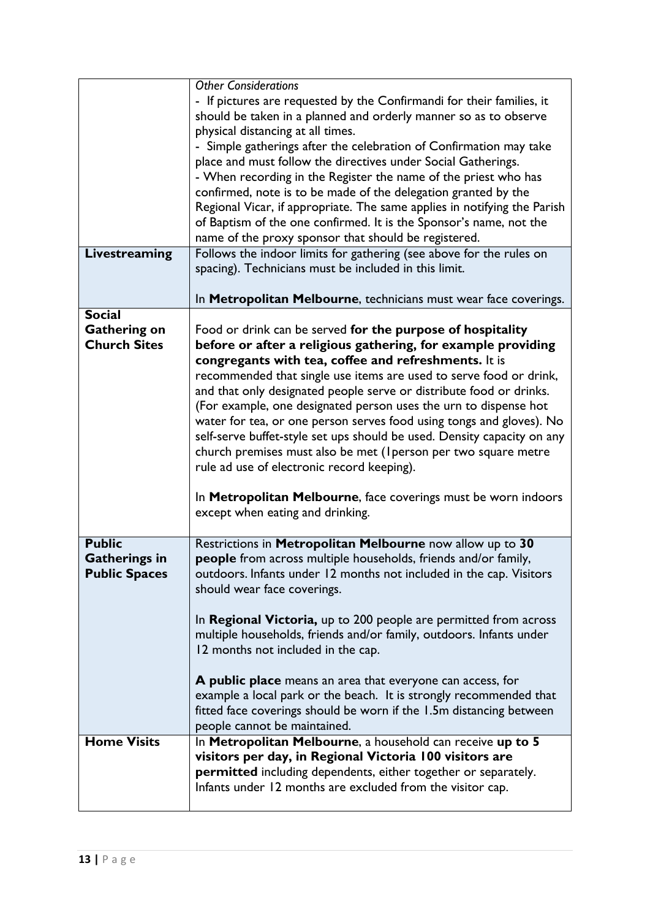| | |
|---|---|
| | *Other Considerations*<br>- If pictures are requested by the Confirmandi for their families, it should be taken in a planned and orderly manner so as to observe physical distancing at all times.<br>- Simple gatherings after the celebration of Confirmation may take place and must follow the directives under Social Gatherings.<br>- When recording in the Register the name of the priest who has confirmed, note is to be made of the delegation granted by the Regional Vicar, if appropriate. The same applies in notifying the Parish of Baptism of the one confirmed. It is the Sponsor's name, not the name of the proxy sponsor that should be registered. |
| **Livestreaming** | Follows the indoor limits for gathering (see above for the rules on spacing). Technicians must be included in this limit.<br><br>In **Metropolitan Melbourne**, technicians must wear face coverings. |
| **Social Gathering on Church Sites** | Food or drink can be served **for the purpose of hospitality before or after a religious gathering, for example providing congregants with tea, coffee and refreshments.** It is recommended that single use items are used to serve food or drink, and that only designated people serve or distribute food or drinks. (For example, one designated person uses the urn to dispense hot water for tea, or one person serves food using tongs and gloves). No self-serve buffet-style set ups should be used. Density capacity on any church premises must also be met (1person per two square metre rule ad use of electronic record keeping).<br><br>In **Metropolitan Melbourne**, face coverings must be worn indoors except when eating and drinking. |
| **Public Gatherings in Public Spaces** | Restrictions in **Metropolitan Melbourne** now allow up to **30 people** from across multiple households, friends and/or family, outdoors. Infants under 12 months not included in the cap. Visitors should wear face coverings.<br><br>In **Regional Victoria,** up to 200 people are permitted from across multiple households, friends and/or family, outdoors. Infants under 12 months not included in the cap.<br><br>**A public place** means an area that everyone can access, for example a local park or the beach. It is strongly recommended that fitted face coverings should be worn if the 1.5m distancing between people cannot be maintained. |
| **Home Visits** | In **Metropolitan Melbourne**, a household can receive **up to 5 visitors per day, in Regional Victoria 100 visitors are permitted** including dependents, either together or separately. Infants under 12 months are excluded from the visitor cap. |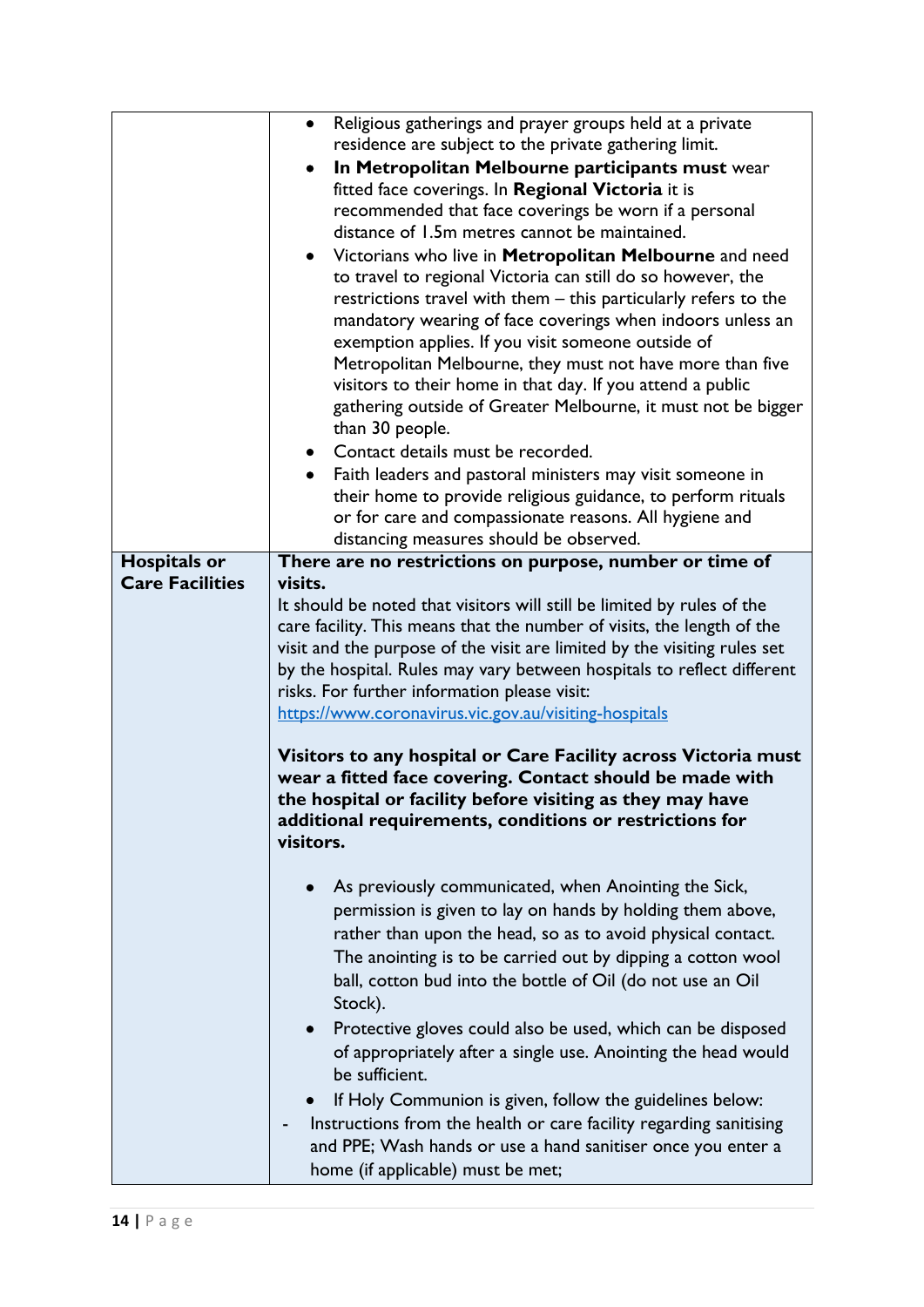| | |
|---|---|
| | • Religious gatherings and prayer groups held at a private residence are subject to the private gathering limit.<br>• **In Metropolitan Melbourne participants must** wear fitted face coverings. In **Regional Victoria** it is recommended that face coverings be worn if a personal distance of 1.5m metres cannot be maintained.<br>• Victorians who live in **Metropolitan Melbourne** and need to travel to regional Victoria can still do so however, the restrictions travel with them – this particularly refers to the mandatory wearing of face coverings when indoors unless an exemption applies. If you visit someone outside of Metropolitan Melbourne, they must not have more than five visitors to their home in that day. If you attend a public gathering outside of Greater Melbourne, it must not be bigger than 30 people.<br>• Contact details must be recorded.<br>• Faith leaders and pastoral ministers may visit someone in their home to provide religious guidance, to perform rituals or for care and compassionate reasons. All hygiene and distancing measures should be observed. |
| **Hospitals or Care Facilities** | **There are no restrictions on purpose, number or time of visits.**<br>It should be noted that visitors will still be limited by rules of the care facility. This means that the number of visits, the length of the visit and the purpose of the visit are limited by the visiting rules set by the hospital. Rules may vary between hospitals to reflect different risks. For further information please visit: [https://www.coronavirus.vic.gov.au/visiting-hospitals](https://www.coronavirus.vic.gov.au/visiting-hospitals)<br><br>**Visitors to any hospital or Care Facility across Victoria must wear a fitted face covering. Contact should be made with the hospital or facility before visiting as they may have additional requirements, conditions or restrictions for visitors.**<br><br>• As previously communicated, when Anointing the Sick, permission is given to lay on hands by holding them above, rather than upon the head, so as to avoid physical contact. The anointing is to be carried out by dipping a cotton wool ball, cotton bud into the bottle of Oil (do not use an Oil Stock).<br>• Protective gloves could also be used, which can be disposed of appropriately after a single use. Anointing the head would be sufficient.<br>• If Holy Communion is given, follow the guidelines below:<br>- Instructions from the health or care facility regarding sanitising and PPE; Wash hands or use a hand sanitiser once you enter a home (if applicable) must be met; |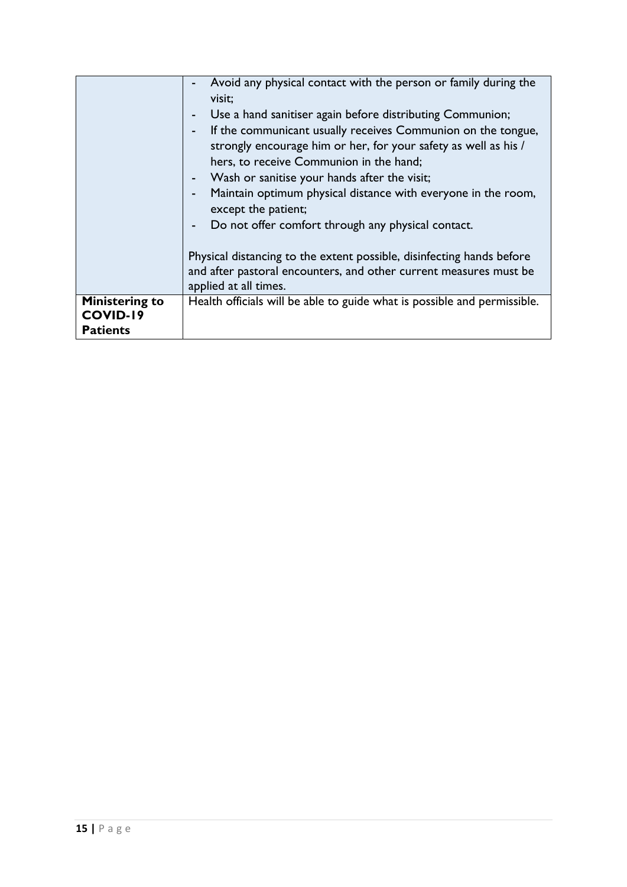| | |
|---|---|
| | - Avoid any physical contact with the person or family during the visit;<br>- Use a hand sanitiser again before distributing Communion;<br>- If the communicant usually receives Communion on the tongue, strongly encourage him or her, for your safety as well as his / hers, to receive Communion in the hand;<br>- Wash or sanitise your hands after the visit;<br>- Maintain optimum physical distance with everyone in the room, except the patient;<br>- Do not offer comfort through any physical contact.<br><br>Physical distancing to the extent possible, disinfecting hands before and after pastoral encounters, and other current measures must be applied at all times. |
| **Ministering to COVID-19 Patients** | Health officials will be able to guide what is possible and permissible. |